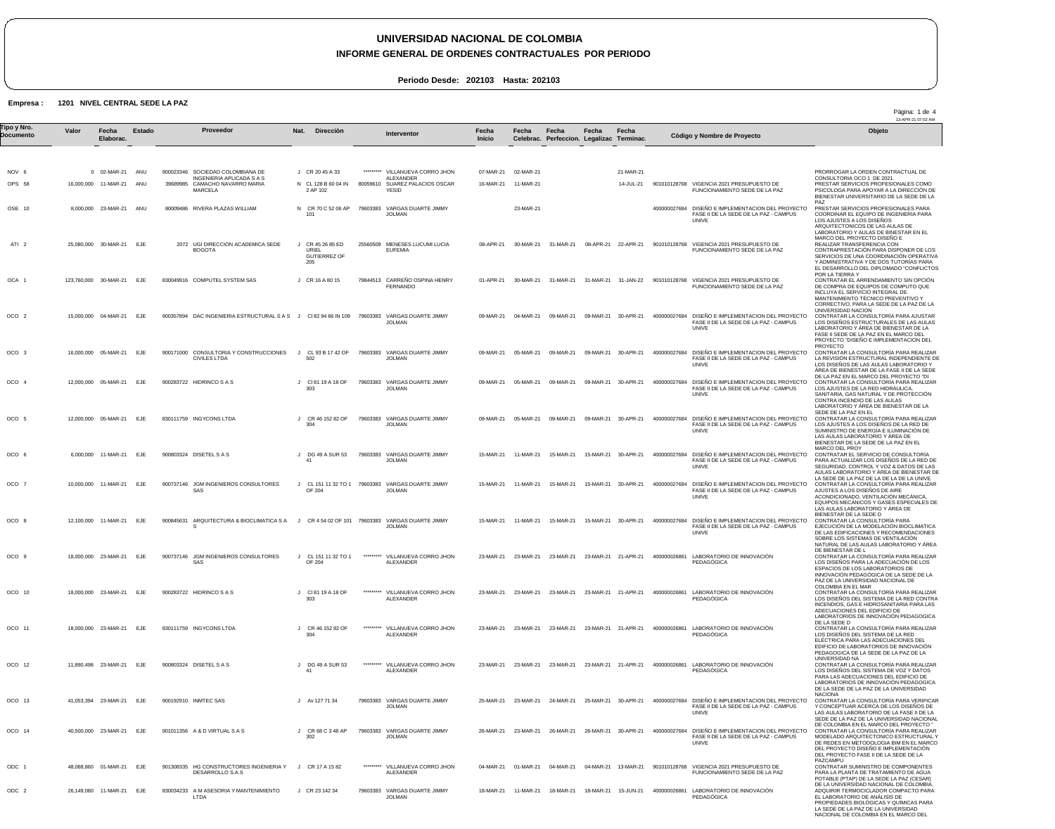# UNIVERSIDAD NACIONAL DE COLOMBIA

## INFORME GENERAL DE ORDENES CONTRACTUALES POR PERIODO

**Periodo Desde: 202103 Hasta: 202103**

**Empresa : 1201 NIVEL CENTRAL SEDE LA PAZ**

| Tipo y Nro. Documento | Valor | Fecha Elaborac. | Estado | Proveedor | Nat. | Direcciòn | Interventor | Fecha Inicio | Fecha Celebrac. | Fecha Perfeccion. | Fecha Legalizac. | Fecha Terminac. | Còdigo y Nombre de Proyecto | Objeto |
|---|---|---|---|---|---|---|---|---|---|---|---|---|---|---|
| NOV 6 | 0 | 02-MAR-21 | ANU | 900023346 SOCIEDAD COLOMBIANA DE INGENIERIA APLICADA S A S | J | CR 20 45 A 33 | ********* VILLANUEVA CORRO JHON ALEXANDER | 07-MAR-21 | 02-MAR-21 | | | 21-MAR-21 | | PRORROGAR LA ORDEN CONTRACTUAL DE CONSULTORIA OCO 1 DE 2021. |
| OPS 58 | 16,000,000 | 11-MAR-21 | ANU | 39689985 CAMACHO NAVARRO MARIA MARCELA | N | CL 128 B 60 04 IN 2 AP 102 | 80059610 SUAREZ PALACIOS OSCAR YESID | 16-MAR-21 | 11-MAR-21 | | | 14-JUL-21 | 901010128768 VIGENCIA 2021 PRESUPUESTO DE FUNCIONAMIENTO SEDE DE LA PAZ | PRESTAR SERVICIOS PROFESIONALES COMO PSICOLOGA PARA APOYAR A LA DIRECCIÓN DE BIENESTAR UNIVERSITARIO DE LA SEDE DE LA PAZ |
| OSE 10 | 8,000,000 | 23-MAR-21 | ANU | 80009486 RIVERA PLAZAS WILLIAM | N | CR 70 C 52 06 AP 101 | 79603383 VARGAS DUARTE JIMMY JOLMAN | | 23-MAR-21 | | | | 400000027684 DISEÑO E IMPLEMENTACION DEL PROYECTO FASE II DE LA SEDE DE LA PAZ - CAMPUS UNIVE | PRESTAR SERVICIOS PROFESIONALES PARA COORDINAR EL EQUIPO DE INGENIERIA PARA LOS AJUSTES A LOS DISEÑOS ARQUITECTONICOS DE LAS AULAS DE LABORATORIO Y AULAS DE BINESTAR EN EL MARCO DEL PROYECTO DISEÑO E |
| ATI 2 | 25,080,000 | 30-MAR-21 | EJE | 2072 UGI DIRECCION ACADEMICA SEDE BOGOTA | J | CR 45 26 85 ED URIEL GUTIERREZ OF 205 | 25560509 MENESES LUCUMI LUCIA EUFEMIA | 08-APR-21 | 30-MAR-21 | 31-MAR-21 | 08-APR-21 | 22-APR-21 | 901010128768 VIGENCIA 2021 PRESUPUESTO DE FUNCIONAMIENTO SEDE DE LA PAZ | REALIZAR TRANSFERENCIA CON CONTRAPRESTACIÓN PARA DISPONER DE LOS SERVICIOS DE UNA COORDINACIÓN OPERATIVA Y ADMINISTRATIVA Y DE DOS TUTORÍAS PARA EL DESARROLLO DEL DIPLOMADO "CONFLICTOS POR LA TIERRA Y |
| OCA 1 | 123,760,000 | 30-MAR-21 | EJE | 830049916 COMPUTEL SYSTEM SAS | J | CR 16 A 80 15 | 79844513 CARREÑO OSPINA HENRY FERNANDO | 01-APR-21 | 30-MAR-21 | 31-MAR-21 | 31-MAR-21 | 31-JAN-22 | 901010128768 VIGENCIA 2021 PRESUPUESTO DE FUNCIONAMIENTO SEDE DE LA PAZ | CONTRATAR EL ARRENDAMIENTO SIN OPCIÓN DE COMPRA DE EQUIPOS DE COMPUTO QUE INCLUYA EL SERVICIO INTEGRAL DE MANTENIMIENTO TÉCNICO PREVENTIVO Y CORRECTIVO, PARA LA SEDE DE LA PAZ DE LA UNIVERSIDAD NACION |
| OCO 2 | 15,000,000 | 04-MAR-21 | EJE | 900357894 DAC INGENIERIA ESTRUCTURAL S A S | J | Cl 82 94 66 IN 109 | 79603383 VARGAS DUARTE JIMMY JOLMAN | 09-MAR-21 | 04-MAR-21 | 09-MAR-21 | 09-MAR-21 | 30-APR-21 | 400000027684 DISEÑO E IMPLEMENTACION DEL PROYECTO FASE II DE LA SEDE DE LA PAZ - CAMPUS UNIVE | CONTRATAR LA CONSULTORÍA PARA AJUSTAR LOS DISEÑOS ESTRUCTURALES DE LAS AULAS LABORATORIO Y ÁREA DE BIENESTAR DE LA FASE II SEDE DE LA PAZ EN EL MARCO DEL PROYECTO "DISEÑO E IMPLEMENTACION DEL PROYECTO |
| OCO 3 | 16,000,000 | 05-MAR-21 | EJE | 900171000 CONSULTORIA Y CONSTRUCCIONES CIVILES LTDA | J | CL 93 B 17 42 OF 502 | 79603383 VARGAS DUARTE JIMMY JOLMAN | 09-MAR-21 | 05-MAR-21 | 09-MAR-21 | 09-MAR-21 | 30-APR-21 | 400000027684 DISEÑO E IMPLEMENTACION DEL PROYECTO FASE II DE LA SEDE DE LA PAZ - CAMPUS UNIVE | CONTRATAR LA CONSULTORÍA PARA REALIZAR LA REVISIÓN ESTRUCTURAL INDEPENDIENTE DE LOS DISEÑOS DE LAS AULAS LABORATORIO Y ÁREA DE BIENESTAR DE LA FASE II DE LA SEDE DE LA PAZ EN EL MARCO DEL PROYECTO "DI |
| OCO 4 | 12,000,000 | 05-MAR-21 | EJE | 900283722 HIDRINCO S A S | J | Cl 81 19 A 18 OF 303 | 79603383 VARGAS DUARTE JIMMY JOLMAN | 09-MAR-21 | 05-MAR-21 | 09-MAR-21 | 09-MAR-21 | 30-APR-21 | 400000027684 DISEÑO E IMPLEMENTACION DEL PROYECTO FASE II DE LA SEDE DE LA PAZ - CAMPUS UNIVE | CONTRATAR LA CONSULTORÍA PARA REALIZAR LOS AJUSTES DE LA RED HIDRÁULICA, SANITARIA, GAS NATURAL Y DE PROTECCIÓN CONTRA INCENDIO DE LAS AULAS LABORATORIO Y ÁREA DE BIENESTAR DE LA SEDE DE LA PAZ EN EL |
| OCO 5 | 12,000,000 | 05-MAR-21 | EJE | 830111759 INGYCONS LTDA | J | CR 46 152 82 OF 304 | 79603383 VARGAS DUARTE JIMMY JOLMAN | 09-MAR-21 | 05-MAR-21 | 09-MAR-21 | 09-MAR-21 | 30-APR-21 | 400000027684 DISEÑO E IMPLEMENTACION DEL PROYECTO FASE II DE LA SEDE DE LA PAZ - CAMPUS UNIVE | CONTRATAR LA CONSULTORÍA PARA REALIZAR LOS AJUSTES A LOS DISEÑOS DE LA RED DE SUMINISTRO DE ENERGÍA E ILUMINACIÓN DE LAS AULAS LABORATORIO Y ÁREA DE BIENESTAR DE LA SEDE DE LA PAZ EN EL MARCO DEL PROY |
| OCO 6 | 6,000,000 | 11-MAR-21 | EJE | 900803324 DISETEL S A S | J | DG 49 A SUR 53 41 | 79603383 VARGAS DUARTE JIMMY JOLMAN | 15-MAR-21 | 11-MAR-21 | 15-MAR-21 | 15-MAR-21 | 30-APR-21 | 400000027684 DISEÑO E IMPLEMENTACION DEL PROYECTO FASE II DE LA SEDE DE LA PAZ - CAMPUS UNIVE | CONTRATAR EL SERVICIO DE CONSULTORÍA PARA ACTUALIZAR LOS DISEÑOS DE LA RED DE SEGURIDAD, CONTROL Y VOZ & DATOS DE LAS AULAS LABORATORIO Y ÁREA DE BIENESTAR DE LA SEDE DE LA PAZ DE LA DE LA DE LA UNIVE |
| OCO 7 | 10,000,000 | 11-MAR-21 | EJE | 900737146 JGM INGENIEROS CONSULTORES SAS | J | CL 151 11 32 TO 1 OF 204 | 79603383 VARGAS DUARTE JIMMY JOLMAN | 15-MAR-21 | 11-MAR-21 | 15-MAR-21 | 15-MAR-21 | 30-APR-21 | 400000027684 DISEÑO E IMPLEMENTACION DEL PROYECTO FASE II DE LA SEDE DE LA PAZ - CAMPUS UNIVE | CONTRATAR LA CONSULTORÍA PARA REALIZAR AJUSTES A LOS DISEÑOS DE AIRE ACONDICIONADO, VENTILACIÓN MECÁNICA, EQUIPOS MECÁNICOS Y GASES ESPECIALES DE LAS AULAS LABORATORIO Y ÁREA DE BIENESTAR DE LA SEDE D |
| OCO 8 | 12,100,000 | 11-MAR-21 | EJE | 900845631 ARQUITECTURA & BIOCLIMATICA S A S | J | CR 4 54 02 OF 101 | 79603383 VARGAS DUARTE JIMMY JOLMAN | 15-MAR-21 | 11-MAR-21 | 15-MAR-21 | 15-MAR-21 | 30-APR-21 | 400000027684 DISEÑO E IMPLEMENTACION DEL PROYECTO FASE II DE LA SEDE DE LA PAZ - CAMPUS UNIVE | CONTRATAR LA CONSULTORÍA PARA EJECUCIÓN DE LA MODELACIÓN BIOCLIMATICA DE LAS EDIFICACIONES Y RECOMENDACIONES SOBRE LOS SISTEMAS DE VENTILACIÓN NATURAL DE LAS AULAS LABORATORIO Y ÁREA DE BIENESTAR DE L |
| OCO 9 | 18,000,000 | 23-MAR-21 | EJE | 900737146 JGM INGENIEROS CONSULTORES SAS | J | CL 151 11 32 TO 1 OF 204 | ********* VILLANUEVA CORRO JHON ALEXANDER | 23-MAR-21 | 23-MAR-21 | 23-MAR-21 | 23-MAR-21 | 21-APR-21 | 400000026861 LABORATORIO DE INNOVACIÓN PEDAGÓGICA | CONTRATAR LA CONSULTORÍA PARA REALIZAR LOS DISEÑOS PARA LA ADECUACIÓN DE LOS ESPACIOS DE LOS LABORATORIOS DE INNOVACIÓN PEDAGÓGICA DE LA SEDE DE LA PAZ DE LA UNIVERSIDAD NACIONAL DE COLOMBIA EN EL MAR |
| OCO 10 | 18,000,000 | 23-MAR-21 | EJE | 900283722 HIDRINCO S A S | J | Cl 81 19 A 18 OF 303 | ********* VILLANUEVA CORRO JHON ALEXANDER | 23-MAR-21 | 23-MAR-21 | 23-MAR-21 | 23-MAR-21 | 21-APR-21 | 400000026861 LABORATORIO DE INNOVACIÓN PEDAGÓGICA | CONTRATAR LA CONSULTORÍA PARA REALIZAR LOS DISEÑOS DEL SISTEMA DE LA RED CONTRA INCENDIOS, GAS E HIDROSANITARIA PARA LAS ADECUACIONES DEL EDIFICIO DE LABORATORIOS DE INNOVACIÓN PEDAGOGICA DE LA SEDE D |
| OCO 11 | 18,000,000 | 23-MAR-21 | EJE | 830111759 INGYCONS LTDA | J | CR 46 152 82 OF 304 | ********* VILLANUEVA CORRO JHON ALEXANDER | 23-MAR-21 | 23-MAR-21 | 23-MAR-21 | 23-MAR-21 | 21-APR-21 | 400000026861 LABORATORIO DE INNOVACIÓN PEDAGÓGICA | CONTRATAR LA CONSULTORÍA PARA REALIZAR LOS DISEÑOS DEL SISTEMA DE LA RED ELÉCTRICA PARA LAS ADECUACIONES DEL EDIFICIO DE LABORATORIOS DE INNOVACIÓN PEDAGOGICA DE LA SEDE DE LA PAZ DE LA UNIVERSIDAD NA |
| OCO 12 | 11,890,498 | 23-MAR-21 | EJE | 900803324 DISETEL S A S | J | DG 49 A SUR 53 41 | ********* VILLANUEVA CORRO JHON ALEXANDER | 23-MAR-21 | 23-MAR-21 | 23-MAR-21 | 23-MAR-21 | 21-APR-21 | 400000026861 LABORATORIO DE INNOVACIÓN PEDAGÓGICA | CONTRATAR LA CONSULTORÍA PARA REALIZAR LOS DISEÑOS DEL SISTEMA DE VOZ Y DATOS PARA LAS ADECUACIONES DEL EDIFICIO DE LABORATORIOS DE INNOVACIÓN PEDAGOGICA DE LA SEDE DE LA PAZ DE LA UNIVERSIDAD NACIONA |
| OCO 13 | 41,053,394 | 23-MAR-21 | EJE | 900192910 INMTEC SAS | J | Av 127 71 34 | 79603383 VARGAS DUARTE JIMMY JOLMAN | 25-MAR-21 | 23-MAR-21 | 24-MAR-21 | 25-MAR-21 | 30-APR-21 | 400000027684 DISEÑO E IMPLEMENTACION DEL PROYECTO FASE II DE LA SEDE DE LA PAZ - CAMPUS UNIVE | CONTRATAR LA CONSULTORÍA PARA VERIFICAR Y CONCEPTUAR ACERCA DE LOS DISEÑOS DE LAS AULAS LABORATORIO DE LA FASE II DE LA SEDE DE LA PAZ DE LA UNIVERSIDAD NACIONAL DE COLOMBIA EN EL MARCO DEL PROYECTO " |
| OCO 14 | 40,500,000 | 23-MAR-21 | EJE | 901011356 A & D VIRTUAL S A S | J | CR 68 C 3 48 AP 302 | 79603383 VARGAS DUARTE JIMMY JOLMAN | 26-MAR-21 | 23-MAR-21 | 26-MAR-21 | 26-MAR-21 | 30-APR-21 | 400000027684 DISEÑO E IMPLEMENTACION DEL PROYECTO FASE II DE LA SEDE DE LA PAZ - CAMPUS UNIVE | CONTRATAR LA CONSULTORÍA PARA REALIZAR MODELADO ARQUITECTONICO ESTRUCTURAL Y DE REDES EN METODOLOGIA BIM EN EL MARCO DEL PROYECTO DISEÑO E IMPLEMENTACIÓN DEL PROYECTO FASE II DE LA SEDE DE LA PAZCAMPU |
| ODC 1 | 48,068,860 | 01-MAR-21 | EJE | 901308335 HG CONSTRUCTORES INGENIERIA Y DESARROLLO S.A.S | J | CR 17 A 15 82 | ********* VILLANUEVA CORRO JHON ALEXANDER | 04-MAR-21 | 01-MAR-21 | 04-MAR-21 | 04-MAR-21 | 13-MAR-21 | 901010128768 VIGENCIA 2021 PRESUPUESTO DE FUNCIONAMIENTO SEDE DE LA PAZ | CONTRATAR SUMINISTRO DE COMPONENTES PARA LA PLANTA DE TRATAMIENTO DE AGUA POTABLE (PTAP) DE LA SEDE LA PAZ (CESAR) DE LA UNIVERSIDAD NACIONAL DE COLOMBIA. |
| ODC 2 | 26,149,060 | 11-MAR-21 | EJE | 830034233 A M ASESORIA Y MANTENIMIENTO LTDA | J | CR 23 142 34 | 79603383 VARGAS DUARTE JIMMY JOLMAN | 18-MAR-21 | 11-MAR-21 | 18-MAR-21 | 18-MAR-21 | 15-JUN-21 | 400000026861 LABORATORIO DE INNOVACIÓN PEDAGÓGICA | ADQUIRIR TERMOCICLADOR COMPACTO PARA EL LABORATORIO DE ANÁLISIS DE PROPIEDADES BIOLÓGICAS Y QUÍMICAS PARA LA SEDE DE LA PAZ DE LA UNIVERSIDAD NACIONAL DE COLOMBIA EN EL MARCO DEL |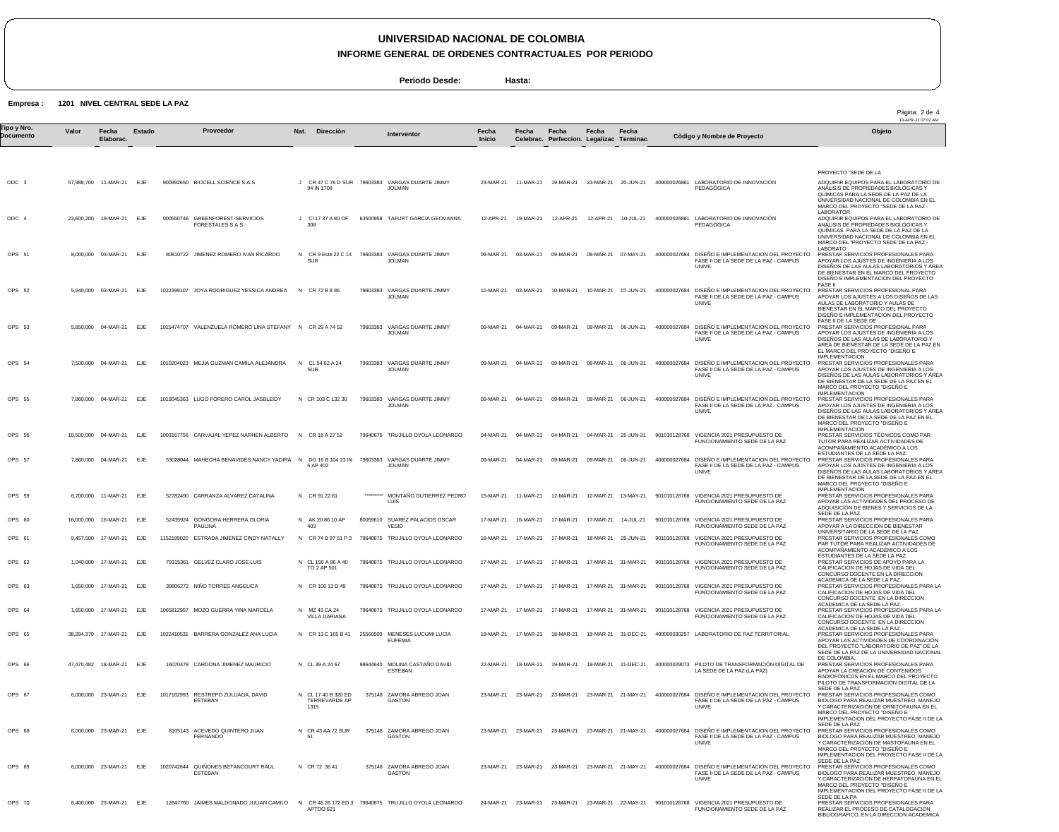# UNIVERSIDAD NACIONAL DE COLOMBIA

## INFORME GENERAL DE ORDENES CONTRACTUALES POR PERIODO

**Periodo Desde:** **Hasta:**

**Empresa :** **1201 NIVEL CENTRAL SEDE LA PAZ**

| Tipo y Nro. Documento | Valor | Fecha Elaborac. | Estado | Proveedor | | Nat. | Dirección | Interventor | | Fecha Inicio | Fecha Celebrac. | Fecha Perfeccion. | Fecha Legalizac | Fecha Terminac. | Còdigo y Nombre de Proyecto | | Objeto |
|---|---|---|---|---|---|---|---|---|---|---|---|---|---|---|---|---|---|
| | | | | | | | | | | | | | | | | | PROYECTO "SEDE DE LA |
| ODC 3 | 57,988,700 | 11-MAR-21 | EJE | 900992650 | BIOCELL SCIENCE S.A.S | J | CR 47 C 76 D SUR 94 IN 1708 | 79603383 | VARGAS DUARTE JIMMY JOLMAN | 23-MAR-21 | 11-MAR-21 | 19-MAR-21 | 23-MAR-21 | 20-JUN-21 | 400000026861 | LABORATORIO DE INNOVACIÓN PEDAGÓGICA | ADQUIRIR EQUIPOS PARA EL LABORATORIO DE ANÁLISIS DE PROPIEDADES BIOLÓGICAS Y QUÍMICAS PARA LA SEDE DE LA PAZ DE LA UNIVERSIDAD NACIONAL DE COLOMBIA EN EL MARCO DEL PROYECTO "SEDE DE LA PAZ - LABORATOR |
| ODC 4 | 23,600,200 | 19-MAR-21 | EJE | 900550746 | GREENFOREST-SERVICIOS FORESTALES S A S | J | Cl 17 37 A 80 OF 308 | 63500958 | TAFURT GARCIA GEOVANNA | 12-APR-21 | 19-MAR-21 | 12-APR-21 | 12-APR-21 | 10-JUL-21 | 400000026861 | LABORATORIO DE INNOVACIÓN PEDAGÓGICA | ADQUIRIR EQUIPOS PARA EL LABORATORIO DE ANÁLISIS DE PROPIEDADES BIOLÓGICAS Y QUÍMICAS PARA LA SEDE DE LA PAZ DE LA UNIVERSIDAD NACIONAL DE COLOMBIA EN EL MARCO DEL "PROYECTO SEDE DE LA PAZ - LABORATO |
| OPS 51 | 8,000,000 | 03-MAR-21 | EJE | 80810722 | JIMENEZ ROMERO IVAN RICARDO | N | CR 9 Este 22 C 14 SUR | 79603383 | VARGAS DUARTE JIMMY JOLMAN | 09-MAR-21 | 03-MAR-21 | 09-MAR-21 | 09-MAR-21 | 07-MAY-21 | 400000027684 | DISEÑO E IMPLEMENTACION DEL PROYECTO FASE II DE LA SEDE DE LA PAZ - CAMPUS UNIVE | PRESTAR SERVICIOS PROFESIONALES PARA APOYAR LOS AJUSTES DE INGENIERIA A LOS DISEÑOS DE LAS AULAS LABORATORIOS Y ÁREA DE BIENESTAR EN EL MARCO DEL PROYECTO DISEÑO E IMPLEMENTACION DEL PROYECTO FASE II |
| OPS 52 | 5,940,000 | 03-MAR-21 | EJE | 1022399107 | JOYA RODRIGUEZ YESSICA ANDREA | N | CR 72 B 8 86 | 79603383 | VARGAS DUARTE JIMMY JOLMAN | 10-MAR-21 | 03-MAR-21 | 10-MAR-21 | 10-MAR-21 | 07-JUN-21 | 400000027684 | DISEÑO E IMPLEMENTACION DEL PROYECTO FASE II DE LA SEDE DE LA PAZ - CAMPUS UNIVE | PRESTAR SERVICIOS PROFESIONAL PARA APOYAR LOS AJUSTES A LOS DISEÑOS DE LAS AULAS DE LABORATORIO Y AULAS DE BIENESTAR EN EL MARCO DEL PROYECTO DISEÑO E IMPLEMENTACION DEL PROYECTO FASE II DE LA SEDE DE |
| OPS 53 | 5,850,000 | 04-MAR-21 | EJE | 1015474707 | VALENZUELA ROMERO LINA STEFANY | N | CR 29 A 74 52 | 79603383 | VARGAS DUARTE JIMMY JOLMAN | 09-MAR-21 | 04-MAR-21 | 09-MAR-21 | 09-MAR-21 | 06-JUN-21 | 400000027684 | DISEÑO E IMPLEMENTACION DEL PROYECTO FASE II DE LA SEDE DE LA PAZ - CAMPUS UNIVE | PRESTAR SERVICIOS PROFESIONAL PARA APOYAR LOS AJUSTES DE INGENIERIA A LOS DISEÑOS DE LAS AULAS DE LABORATORIO Y AREA DE BIENESTAR DE LA SEDE DE LA PAZ EN EL MARCO DEL PROYECTO "DISEÑO E IMPLEMENTACION |
| OPS 54 | 7,500,000 | 04-MAR-21 | EJE | 1010204023 | MEJIA GUZMAN CAMILA ALEJANDRA | N | CL 54 62 A 24 SUR | 79603383 | VARGAS DUARTE JIMMY JOLMAN | 09-MAR-21 | 04-MAR-21 | 09-MAR-21 | 09-MAR-21 | 06-JUN-21 | 400000027684 | DISEÑO E IMPLEMENTACION DEL PROYECTO FASE II DE LA SEDE DE LA PAZ - CAMPUS UNIVE | PRESTAR SERVICIOS PROFESIONALES PARA APOYAR LOS AJUSTES DE INGENIERIA A LOS DISEÑOS DE LAS AULAS LABORATORIOS Y ÁREA DE BIENESTAR DE LA SEDE DE LA PAZ EN EL MARCO DEL PROYECTO "DISEÑO E IMPLEMENTACION |
| OPS 55 | 7,860,000 | 04-MAR-21 | EJE | 1019045363 | LUGO FORERO CAROL JASBLEIDY | N | CR 103 C 132 30 | 79603383 | VARGAS DUARTE JIMMY JOLMAN | 09-MAR-21 | 04-MAR-21 | 09-MAR-21 | 09-MAR-21 | 06-JUN-21 | 400000027684 | DISEÑO E IMPLEMENTACION DEL PROYECTO FASE II DE LA SEDE DE LA PAZ - CAMPUS UNIVE | PRESTAR SERVICIOS PROFESIONALES PARA APOYAR LOS AJUSTES DE INGENIERIA A LOS DISEÑOS DE LAS AULAS LABORATORIOS Y ÁREA DE BIENESTAR DE LA SEDE DE LA PAZ EN EL MARCO DEL PROYECTO "DISEÑO E IMPLEMENTACION |
| OPS 56 | 10,500,000 | 04-MAR-21 | EJE | 1003167756 | CARVAJAL YEPEZ NARHEN ALBERTO | N | CR 18 A 27 52 | 79640675 | TRUJILLO OYOLA LEONARDO | 04-MAR-21 | 04-MAR-21 | 04-MAR-21 | 04-MAR-21 | 25-JUN-21 | 901010128768 | VIGENCIA 2021 PRESUPUESTO DE FUNCIONAMIENTO SEDE DE LA PAZ | PRESTAR SERVICIOS TÉCNICOS COMO PAR TUTOR PARA REALIZAR ACTIVIDADES DE ACOMPAÑAMIENTO ACADÉMICO A LOS ESTUDIANTES DE LA SEDE LA PAZ. |
| OPS 57 | 7,860,000 | 04-MAR-21 | EJE | 53028044 | MAHECHA BENAVIDES NANCY YADIRA | N | DG 16 B 104 23 IN 5 AP 402 | 79603383 | VARGAS DUARTE JIMMY JOLMAN | 09-MAR-21 | 04-MAR-21 | 09-MAR-21 | 09-MAR-21 | 06-JUN-21 | 400000027684 | DISEÑO E IMPLEMENTACION DEL PROYECTO FASE II DE LA SEDE DE LA PAZ - CAMPUS UNIVE | PRESTAR SERVICIOS PROFESIONALES PARA APOYAR LOS AJUSTES DE INGENIERIA A LOS DISEÑOS DE LAS AULAS LABORATORIOS Y ÁREA DE BIENESTAR DE LA SEDE DE LA PAZ EN EL MARCO DEL PROYECTO "DISEÑO E IMPLEMENTACION |
| OPS 59 | 6,700,000 | 11-MAR-21 | EJE | 52782490 | CARRANZA ALVAREZ CATALINA | N | CR 91 22 61 | ********* | MONTAÑO GUTIERREZ PEDRO LUIS | 15-MAR-21 | 11-MAR-21 | 12-MAR-21 | 12-MAR-21 | 13-MAY-21 | 901010128768 | VIGENCIA 2021 PRESUPUESTO DE FUNCIONAMIENTO SEDE DE LA PAZ | PRESTAR SERVICIOS PROFESIONALES PARA APOYAR LAS ACTIVIDADES DEL PROCESO DE ADQUISICIÓN DE BIENES Y SERVICIOS DE LA SEDE DE LA PAZ. |
| OPS 60 | 16,000,000 | 16-MAR-21 | EJE | 52435924 | GONGORA HERRERA GLORIA PAULINA | N | AK 20 86 10 AP 403 | 80059610 | SUAREZ PALACIOS OSCAR YESID | 17-MAR-21 | 16-MAR-21 | 17-MAR-21 | 17-MAR-21 | 14-JUL-21 | 901010128768 | VIGENCIA 2021 PRESUPUESTO DE FUNCIONAMIENTO SEDE DE LA PAZ | PRESTAR SERVICIOS PROFESIONALES PARA APOYAR A LA DIRECCIÓN DE BIENESTAR UNIVERSITARIO DE LA SEDE DE LA PAZ. |
| OPS 61 | 9,457,500 | 17-MAR-21 | EJE | 1152199020 | ESTRADA JIMENEZ CINDY NATALLY | N | CR 74 B 97 51 P 3 | 79640675 | TRUJILLO OYOLA LEONARDO | 18-MAR-21 | 17-MAR-21 | 17-MAR-21 | 18-MAR-21 | 25-JUN-21 | 901010128768 | VIGENCIA 2021 PRESUPUESTO DE FUNCIONAMIENTO SEDE DE LA PAZ | PRESTAR SERVICIOS PROFESIONALES COMO PAR TUTOR PARA REALIZAR ACTIVIDADES DE ACOMPAÑAMIENTO ACADÉMICO A LOS ESTUDIANTES DE LA SEDE LA PAZ. |
| OPS 62 | 1,040,000 | 17-MAR-21 | EJE | 79315361 | GELVEZ CLARO JOSE LUIS | N | CL 150 A 96 A 40 TO 2 AP 501 | 79640675 | TRUJILLO OYOLA LEONARDO | 17-MAR-21 | 17-MAR-21 | 17-MAR-21 | 17-MAR-21 | 31-MAR-21 | 901010128768 | VIGENCIA 2021 PRESUPUESTO DE FUNCIONAMIENTO SEDE DE LA PAZ | PRESTAR SERVICIOS DE APOYO PARA LA CALIFICACION DE HOJAS DE VIDA DEL CONCURSO DOCENTE EN LA DIRECCION ACADEMICA DE LA SEDE LA PAZ. |
| OPS 63 | 1,650,000 | 17-MAR-21 | EJE | 39806272 | NIÑO TORRES ANGELICA | N | CR 106 13 D 49 | 79640675 | TRUJILLO OYOLA LEONARDO | 17-MAR-21 | 17-MAR-21 | 17-MAR-21 | 17-MAR-21 | 31-MAR-21 | 901010128768 | VIGENCIA 2021 PRESUPUESTO DE FUNCIONAMIENTO SEDE DE LA PAZ | PRESTAR SERVICIOS PROFESIONALES PARA LA CALIFICACION DE HOJAS DE VIDA DEL CONCURSO DOCENTE EN LA DIRECCION ACADEMICA DE LA SEDE LA PAZ. |
| OPS 64 | 1,650,000 | 17-MAR-21 | EJE | 1065812957 | MOZO GUERRA YINA MARCELA | N | MZ 43 CA 24 VILLA DARIANA | 79640675 | TRUJILLO OYOLA LEONARDO | 17-MAR-21 | 17-MAR-21 | 17-MAR-21 | 17-MAR-21 | 31-MAR-21 | 901010128768 | VIGENCIA 2021 PRESUPUESTO DE FUNCIONAMIENTO SEDE DE LA PAZ | PRESTAR SERVICIOS PROFESIONALES PARA LA CALIFICACION DE HOJAS DE VIDA DEL CONCURSO DOCENTE EN LA DIRECCION ACADEMICA DE LA SEDE LA PAZ. |
| OPS 65 | 38,294,370 | 17-MAR-21 | EJE | 1022410531 | BARRERA GONZALEZ ANA LUCIA | N | CR 13 C 165 B 41 | 25560509 | MENESES LUCUMI LUCIA EUFEMIA | 19-MAR-21 | 17-MAR-21 | 18-MAR-21 | 19-MAR-21 | 31-DEC-21 | 400000030257 | LABORATORIO DE PAZ TERRITORIAL | PRESTAR SERVICIOS PROFESIONALES PARA APOYAR LAS ACTIVIDADES DE COORDINACIÓN DEL PROYECTO "LABORATORIO DE PAZ" DE LA SEDE DE LA PAZ DE LA UNIVERSIDAD NACIONAL DE COLOMBIA. |
| OPS 66 | 47,470,482 | 18-MAR-21 | EJE | 16070478 | CARDONA JIMENEZ MAURICIO | N | CL 39 A 24 67 | 98644640 | MOLINA CASTAÑO DAVID ESTEBAN | 22-MAR-21 | 18-MAR-21 | 19-MAR-21 | 19-MAR-21 | 21-DEC-21 | 400000029073 | PILOTO DE TRANSFORMACIÓN DIGITAL DE LA SEDE DE LA PAZ (LA PAZ) | PRESTAR SERVICIOS PROFESIONALES PARA APOYAR LA CREACIÓN DE CONTENIDOS RADIOFÓNICOS EN EL MARCO DEL PROYECTO PILOTO DE TRANSFORMACIÓN DIGITAL DE LA SEDE DE LA PAZ. |
| OPS 67 | 6,000,000 | 23-MAR-21 | EJE | 1017162993 | RESTREPO ZULUAGA, DAVID ESTEBAN | N | CL 17 40 B 320 ED TERREVARDE AP 1315 | 375148 | ZAMORA ABREGO JOAN GASTON | 23-MAR-21 | 23-MAR-21 | 23-MAR-21 | 23-MAR-21 | 21-MAY-21 | 400000027684 | DISEÑO E IMPLEMENTACION DEL PROYECTO FASE II DE LA SEDE DE LA PAZ - CAMPUS UNIVE | PRESTAR SERVICIOS PROFESIONALES COMO BIOLOGO PARA REALIZAR MUESTREO, MANEJO Y CARACTERIZACIÓN DE ORNITOFAUNA EN EL MARCO DEL PROYECTO "DISEÑO E IMPLEMENTACION DEL PROYECTO FASE II DE LA SEDE DE LA PAZ |
| OPS 68 | 6,000,000 | 23-MAR-21 | EJE | 8105143 | ACEVEDO QUINTERO JUAN FERNANDO | N | CR 43 AA 72 SUR 51 | 375148 | ZAMORA ABREGO JOAN GASTON | 23-MAR-21 | 23-MAR-21 | 23-MAR-21 | 23-MAR-21 | 21-MAY-21 | 400000027684 | DISEÑO E IMPLEMENTACION DEL PROYECTO FASE II DE LA SEDE DE LA PAZ - CAMPUS UNIVE | PRESTAR SERVICIOS PROFESIONALES COMO BIOLOGO PARA REALIZAR MUESTREO, MANEJO Y CARACTERIZACIÓN DE MASTOFAUNA EN EL MARCO DEL PROYECTO "DISEÑO E IMPLEMENTACION DEL PROYECTO FASE II DE LA SEDE DE LA PAZ |
| OPS 69 | 6,000,000 | 23-MAR-21 | EJE | 1020742644 | QUIÑONES BETANCOURT RAUL ESTEBAN | N | CR 72 36 41 | 375148 | ZAMORA ABREGO JOAN GASTON | 23-MAR-21 | 23-MAR-21 | 23-MAR-21 | 23-MAR-21 | 21-MAY-21 | 400000027684 | DISEÑO E IMPLEMENTACION DEL PROYECTO FASE II DE LA SEDE DE LA PAZ - CAMPUS UNIVE | PRESTAR SERVICIOS PROFESIONALES COMO BIOLOGO PARA REALIZAR MUESTREO, MANEJO Y CARACTERIZACIÓN DE HERPATOFAUNA EN EL MARCO DEL PROYECTO "DISEÑO E IMPLEMENTACION DEL PROYECTO FASE II DE LA SEDE DE LA PA |
| OPS 70 | 6,400,000 | 23-MAR-21 | EJE | 12647760 | JAIMES MALDONADO JULIAN CAMILO | N | CR 45 26 172 ED 3 APTDO 621 | 79640675 | TRUJILLO OYOLA LEONARDO | 24-MAR-21 | 23-MAR-21 | 23-MAR-21 | 23-MAR-21 | 22-MAY-21 | 901010128768 | VIGENCIA 2021 PRESUPUESTO DE FUNCIONAMIENTO SEDE DE LA PAZ | PRESTAR SERVICIOS PROFESIONALES PARA REALIZAR EL PROCESO DE CATALOGACION BIBLIOGRAFICO, EN LA DIRECCION ACADEMICA |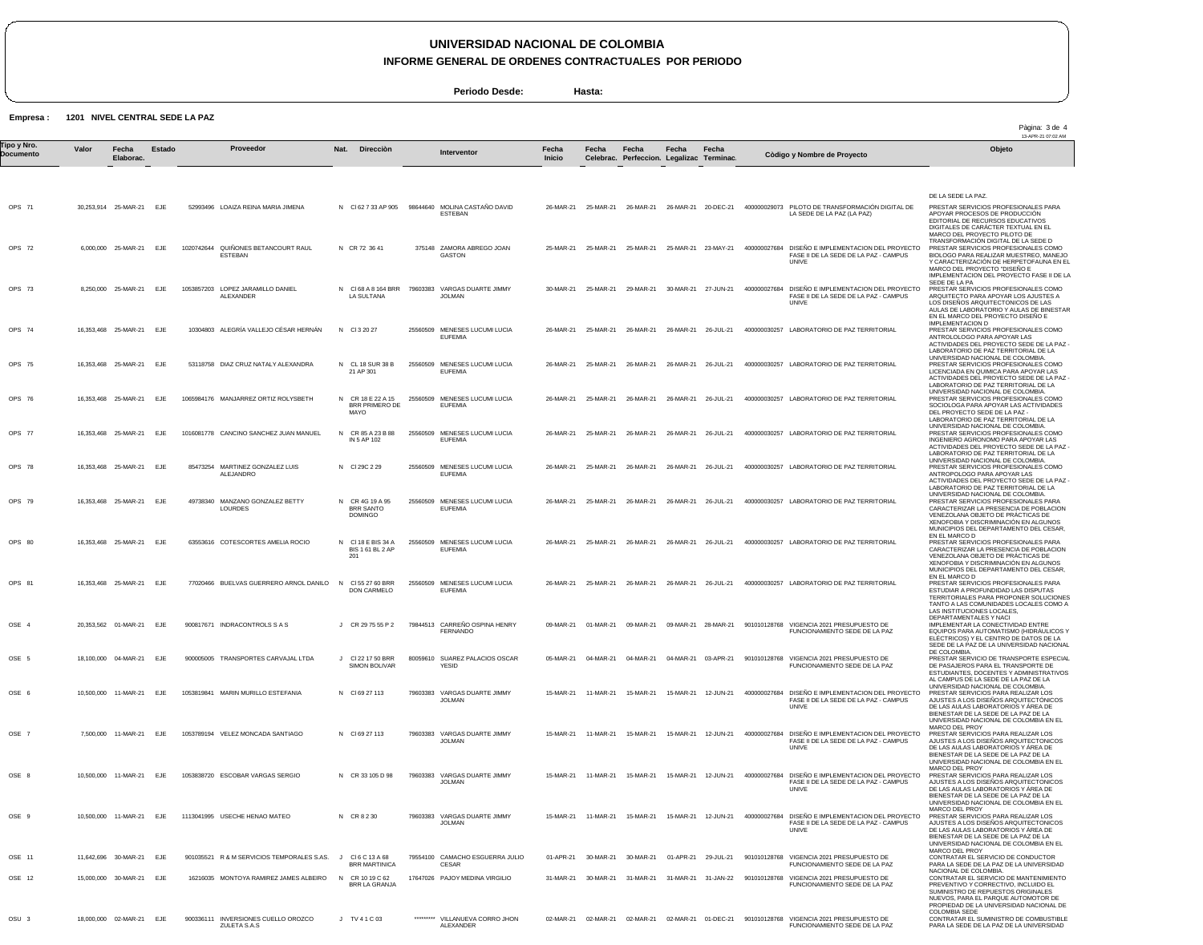# UNIVERSIDAD NACIONAL DE COLOMBIA

## INFORME GENERAL DE ORDENES CONTRACTUALES POR PERIODO

**Periodo Desde:** **Hasta:**

**Empresa : 1201 NIVEL CENTRAL SEDE LA PAZ**

| Tipo y Nro. Documento | Valor | Fecha Elaborac. | Estado | Proveedor | | Nat. | Direcciòn | Interventor | | Fecha Inicio | Fecha Celebrac. | Fecha Perfeccion. | Fecha Legalizac | Fecha Terminac. | Còdigo y Nombre de Proyecto | | Objeto |
|---|---|---|---|---|---|---|---|---|---|---|---|---|---|---|---|---|---|
| | | | | | | | | | | | | | | | | | DE LA SEDE LA PAZ. |
| OPS 71 | 30,253,914 | 25-MAR-21 | EJE | 52993496 | LOAIZA REINA MARIA JIMENA | N | Cl 62 7 33 AP 905 | 98644640 | MOLINA CASTAÑO DAVID ESTEBAN | 26-MAR-21 | 25-MAR-21 | 26-MAR-21 | 26-MAR-21 | 20-DEC-21 | 400000029073 | PILOTO DE TRANSFORMACIÓN DIGITAL DE LA SEDE DE LA PAZ (LA PAZ) | PRESTAR SERVICIOS PROFESIONALES PARA APOYAR PROCESOS DE PRODUCCIÓN EDITORIAL DE RECURSOS EDUCATIVOS DIGITALES DE CARÁCTER TEXTUAL EN EL MARCO DEL PROYECTO PILOTO DE TRANSFORMACIÓN DIGITAL DE LA SEDE D |
| OPS 72 | 6,000,000 | 25-MAR-21 | EJE | 1020742644 | QUIÑONES BETANCOURT RAUL ESTEBAN | N | CR 72 36 41 | 375148 | ZAMORA ABREGO JOAN GASTON | 25-MAR-21 | 25-MAR-21 | 25-MAR-21 | 25-MAR-21 | 23-MAY-21 | 400000027684 | DISEÑO E IMPLEMENTACION DEL PROYECTO FASE II DE LA SEDE DE LA PAZ - CAMPUS UNIVE | PRESTAR SERVICIOS PROFESIONALES COMO BIOLOGO PARA REALIZAR MUESTREO, MANEJO Y CARACTERIZACIÓN DE HERPETOFAUNA EN EL MARCO DEL PROYECTO "DISEÑO E IMPLEMENTACION DEL PROYECTO FASE II DE LA SEDE DE LA PA |
| OPS 73 | 8,250,000 | 25-MAR-21 | EJE | 1053857203 | LOPEZ JARAMILLO DANIEL ALEXANDER | N | Cl 68 A 8 164 BRR LA SULTANA | 79603383 | VARGAS DUARTE JIMMY JOLMAN | 30-MAR-21 | 25-MAR-21 | 29-MAR-21 | 30-MAR-21 | 27-JUN-21 | 400000027684 | DISEÑO E IMPLEMENTACION DEL PROYECTO FASE II DE LA SEDE DE LA PAZ - CAMPUS UNIVE | PRESTAR SERVICIOS PROFESIONALES COMO ARQUITECTO PARA APOYAR LOS AJUSTES A LOS DISEÑOS ARQUITECTONICOS DE LAS AULAS DE LABORATORIO Y AULAS DE BINESTAR EN EL MARCO DEL PROYECTO DISEÑO E IMPLEMENTACION D |
| OPS 74 | 16,353,468 | 25-MAR-21 | EJE | 10304803 | ALEGRÍA VALLEJO CÉSAR HERNÁN | N | Cl 3 20 27 | 25560509 | MENESES LUCUMI LUCIA EUFEMIA | 26-MAR-21 | 25-MAR-21 | 26-MAR-21 | 26-MAR-21 | 26-JUL-21 | 400000030257 | LABORATORIO DE PAZ TERRITORIAL | PRESTAR SERVICIOS PROFESIONALES COMO ANTROLOLOGO PARA APOYAR LAS ACTIVIDADES DEL PROYECTO SEDE DE LA PAZ - LABORATORIO DE PAZ TERRITORIAL DE LA UNIVERSIDAD NACIONAL DE COLOMBIA. |
| OPS 75 | 16,353,468 | 25-MAR-21 | EJE | 53118758 | DIAZ CRUZ NATALY ALEXANDRA | N | CL 18 SUR 38 B 21 AP 301 | 25560509 | MENESES LUCUMI LUCIA EUFEMIA | 26-MAR-21 | 25-MAR-21 | 26-MAR-21 | 26-MAR-21 | 26-JUL-21 | 400000030257 | LABORATORIO DE PAZ TERRITORIAL | PRESTAR SERVICIOS PROFESIONALES COMO LICENCIADA EN QUIMICA PARA APOYAR LAS ACTIVIDADES DEL PROYECTO SEDE DE LA PAZ - LABORATORIO DE PAZ TERRITORIAL DE LA UNIVERSIDAD NACIONAL DE COLOMBIA. |
| OPS 76 | 16,353,468 | 25-MAR-21 | EJE | 1065984176 | MANJARREZ ORTIZ ROLYSBETH | N | CR 18 E 22 A 15 BRR PRIMERO DE MAYO | 25560509 | MENESES LUCUMI LUCIA EUFEMIA | 26-MAR-21 | 25-MAR-21 | 26-MAR-21 | 26-MAR-21 | 26-JUL-21 | 400000030257 | LABORATORIO DE PAZ TERRITORIAL | PRESTAR SERVICIOS PROFESIONALES COMO SOCIOLOGA PARA APOYAR LAS ACTIVIDADES DEL PROYECTO SEDE DE LA PAZ - LABORATORIO DE PAZ TERRITORIAL DE LA UNIVERSIDAD NACIONAL DE COLOMBIA. |
| OPS 77 | 16,353,468 | 25-MAR-21 | EJE | 1016081778 | CANCINO SANCHEZ JUAN MANUEL | N | CR 85 A 23 B 88 IN 5 AP 102 | 25560509 | MENESES LUCUMI LUCIA EUFEMIA | 26-MAR-21 | 25-MAR-21 | 26-MAR-21 | 26-MAR-21 | 26-JUL-21 | 400000030257 | LABORATORIO DE PAZ TERRITORIAL | PRESTAR SERVICIOS PROFESIONALES COMO INGENIERO AGRONOMO PARA APOYAR LAS ACTIVIDADES DEL PROYECTO SEDE DE LA PAZ - LABORATORIO DE PAZ TERRITORIAL DE LA UNIVERSIDAD NACIONAL DE COLOMBIA. |
| OPS 78 | 16,353,468 | 25-MAR-21 | EJE | 85473254 | MARTINEZ GONZALEZ LUIS ALEJANDRO | N | Cl 29C 2 29 | 25560509 | MENESES LUCUMI LUCIA EUFEMIA | 26-MAR-21 | 25-MAR-21 | 26-MAR-21 | 26-MAR-21 | 26-JUL-21 | 400000030257 | LABORATORIO DE PAZ TERRITORIAL | PRESTAR SERVICIOS PROFESIONALES COMO ANTROPOLOGO PARA APOYAR LAS ACTIVIDADES DEL PROYECTO SEDE DE LA PAZ - LABORATORIO DE PAZ TERRITORIAL DE LA UNIVERSIDAD NACIONAL DE COLOMBIA. |
| OPS 79 | 16,353,468 | 25-MAR-21 | EJE | 49738340 | MANZANO GONZALEZ BETTY LOURDES | N | CR 4G 19 A 95 BRR SANTO DOMINGO | 25560509 | MENESES LUCUMI LUCIA EUFEMIA | 26-MAR-21 | 25-MAR-21 | 26-MAR-21 | 26-MAR-21 | 26-JUL-21 | 400000030257 | LABORATORIO DE PAZ TERRITORIAL | PRESTAR SERVICIOS PROFESIONALES PARA CARACTERIZAR LA PRESENCIA DE POBLACION VENEZOLANA OBJETO DE PRÁCTICAS DE XENOFOBIA Y DISCRIMINACIÓN EN ALGUNOS MUNICIPIOS DEL DEPARTAMENTO DEL CESAR, EN EL MARCO D |
| OPS 80 | 16,353,468 | 25-MAR-21 | EJE | 63553616 | COTESCORTES AMELIA ROCIO | N | Cl 18 E BIS 34 A BIS 1 61 BL 2 AP 201 | 25560509 | MENESES LUCUMI LUCIA EUFEMIA | 26-MAR-21 | 25-MAR-21 | 26-MAR-21 | 26-MAR-21 | 26-JUL-21 | 400000030257 | LABORATORIO DE PAZ TERRITORIAL | PRESTAR SERVICIOS PROFESIONALES PARA CARACTERIZAR LA PRESENCIA DE POBLACION VENEZOLANA OBJETO DE PRÁCTICAS DE XENOFOBIA Y DISCRIMINACIÓN EN ALGUNOS MUNICIPIOS DEL DEPARTAMENTO DEL CESAR, EN EL MARCO D |
| OPS 81 | 16,353,468 | 25-MAR-21 | EJE | 77020466 | BUELVAS GUERRERO ARNOL DANILO | N | Cl 55 27 60 BRR DON CARMELO | 25560509 | MENESES LUCUMI LUCIA EUFEMIA | 26-MAR-21 | 25-MAR-21 | 26-MAR-21 | 26-MAR-21 | 26-JUL-21 | 400000030257 | LABORATORIO DE PAZ TERRITORIAL | PRESTAR SERVICIOS PROFESIONALES PARA ESTUDIAR A PROFUNDIDAD LAS DISPUTAS TERRITORIALES PARA PROPONER SOLUCIONES TANTO A LAS COMUNIDADES LOCALES COMO A LAS INSTITUCIONES LOCALES, DEPARTAMENTALES Y NACI |
| OSE 4 | 20,353,562 | 01-MAR-21 | EJE | 900817671 | INDRACONTROLS S A S | J | CR 29 75 55 P 2 | 79844513 | CARREÑO OSPINA HENRY FERNANDO | 09-MAR-21 | 01-MAR-21 | 09-MAR-21 | 09-MAR-21 | 28-MAR-21 | 901010128768 | VIGENCIA 2021 PRESUPUESTO DE FUNCIONAMIENTO SEDE DE LA PAZ | IMPLEMENTAR LA CONECTIVIDAD ENTRE EQUIPOS PARA AUTOMATISMO (HIDRÁULICOS Y ELÉCTRICOS) Y EL CENTRO DE DATOS DE LA SEDE DE LA PAZ DE LA UNIVERSIDAD NACIONAL DE COLOMBIA. |
| OSE 5 | 18,100,000 | 04-MAR-21 | EJE | 900005005 | TRANSPORTES CARVAJAL LTDA | J | Cl 22 17 50 BRR SIMON BOLIVAR | 80059610 | SUAREZ PALACIOS OSCAR YESID | 05-MAR-21 | 04-MAR-21 | 04-MAR-21 | 04-MAR-21 | 03-APR-21 | 901010128768 | VIGENCIA 2021 PRESUPUESTO DE FUNCIONAMIENTO SEDE DE LA PAZ | PRESTAR SERVICIO DE TRANSPORTE ESPECIAL DE PASAJEROS PARA EL TRANSPORTE DE ESTUDIANTES, DOCENTES Y ADMINISTRATIVOS AL CAMPUS DE LA SEDE DE LA PAZ DE LA UNIVERSIDAD NACIONAL DE COLOMBIA. |
| OSE 6 | 10,500,000 | 11-MAR-21 | EJE | 1053819841 | MARIN MURILLO ESTEFANIA | N | Cl 69 27 113 | 79603383 | VARGAS DUARTE JIMMY JOLMAN | 15-MAR-21 | 11-MAR-21 | 15-MAR-21 | 15-MAR-21 | 12-JUN-21 | 400000027684 | DISEÑO E IMPLEMENTACION DEL PROYECTO FASE II DE LA SEDE DE LA PAZ - CAMPUS UNIVE | PRESTAR SERVICIOS PARA REALIZAR LOS AJUSTES A LOS DISEÑOS ARQUITECTÓNICOS DE LAS AULAS LABORATORIOS Y ÁREA DE BIENESTAR DE LA SEDE DE LA PAZ DE LA UNIVERSIDAD NACIONAL DE COLOMBIA EN EL MARCO DEL PROY |
| OSE 7 | 7,500,000 | 11-MAR-21 | EJE | 1053789194 | VELEZ MONCADA SANTIAGO | N | Cl 69 27 113 | 79603383 | VARGAS DUARTE JIMMY JOLMAN | 15-MAR-21 | 11-MAR-21 | 15-MAR-21 | 15-MAR-21 | 12-JUN-21 | 400000027684 | DISEÑO E IMPLEMENTACION DEL PROYECTO FASE II DE LA SEDE DE LA PAZ - CAMPUS UNIVE | PRESTAR SERVICIOS PARA REALIZAR LOS AJUSTES A LOS DISEÑOS ARQUITECTONICOS DE LAS AULAS LABORATORIOS Y ÁREA DE BIENESTAR DE LA SEDE DE LA PAZ DE LA UNIVERSIDAD NACIONAL DE COLOMBIA EN EL MARCO DEL PROY |
| OSE 8 | 10,500,000 | 11-MAR-21 | EJE | 1053838720 | ESCOBAR VARGAS SERGIO | N | CR 33 105 D 98 | 79603383 | VARGAS DUARTE JIMMY JOLMAN | 15-MAR-21 | 11-MAR-21 | 15-MAR-21 | 15-MAR-21 | 12-JUN-21 | 400000027684 | DISEÑO E IMPLEMENTACION DEL PROYECTO FASE II DE LA SEDE DE LA PAZ - CAMPUS UNIVE | PRESTAR SERVICIOS PARA REALIZAR LOS AJUSTES A LOS DISEÑOS ARITECTÓNICOS DE LAS AULAS LABORATORIOS Y ÁREA DE BIENESTAR DE LA SEDE DE LA PAZ DE LA UNIVERSIDAD NACIONAL DE COLOMBIA EN EL MARCO DEL PROY |
| OSE 9 | 10,500,000 | 11-MAR-21 | EJE | 1113041995 | USECHE HENAO MATEO | N | CR 8 2 30 | 79603383 | VARGAS DUARTE JIMMY JOLMAN | 15-MAR-21 | 11-MAR-21 | 15-MAR-21 | 15-MAR-21 | 12-JUN-21 | 400000027684 | DISEÑO E IMPLEMENTACION DEL PROYECTO FASE II DE LA SEDE DE LA PAZ - CAMPUS UNIVE | PRESTAR SERVICIOS PARA REALIZAR LOS AJUSTES A LOS DISEÑOS ARQUITECTONICOS DE LAS AULAS LABORATORIOS Y ÁREA DE BIENESTAR DE LA SEDE DE LA PAZ DE LA UNIVERSIDAD NACIONAL DE COLOMBIA EN EL MARCO DEL PROY |
| OSE 11 | 11,642,696 | 30-MAR-21 | EJE | 901035521 | R & M SERVICIOS TEMPORALES S.AS. | J | Cl 6 C 13 A 68 BRR MARTINICA | 79554100 | CAMACHO ESGUERRA JULIO CESAR | 01-APR-21 | 30-MAR-21 | 30-MAR-21 | 01-APR-21 | 29-JUL-21 | 901010128768 | VIGENCIA 2021 PRESUPUESTO DE FUNCIONAMIENTO SEDE DE LA PAZ | CONTRATAR EL SERVICIO DE CONDUCTOR PARA LA SEDE DE LA PAZ DE LA UNIVERSIDAD NACIONAL DE COLOMBIA. |
| OSE 12 | 15,000,000 | 30-MAR-21 | EJE | 16216035 | MONTOYA RAMIREZ JAMES ALBEIRO | N | CR 10 19 C 62 BRR LA GRANJA | 17647026 | PAJOY MEDINA VIRGILIO | 31-MAR-21 | 30-MAR-21 | 31-MAR-21 | 31-MAR-21 | 31-JAN-22 | 901010128768 | VIGENCIA 2021 PRESUPUESTO DE FUNCIONAMIENTO SEDE DE LA PAZ | CONTRATAR EL SERVICIO DE MANTENIMIENTO PREVENTIVO Y CORRECTIVO, INCLUIDO EL SUMINISTRO DE REPUESTOS ORIGINALES NUEVOS, PARA EL PARQUE AUTOMOTOR DE PROPIEDAD DE LA UNIVERSIDAD NACIONAL DE COLOMBIA SEDE |
| OSU 3 | 18,000,000 | 02-MAR-21 | EJE | 900336111 | INVERSIONES CUELLO OROZCO ZULETA S.A.S | J | TV 4 1 C 03 | ********* | VILLANUEVA CORRO JHON ALEXANDER | 02-MAR-21 | 02-MAR-21 | 02-MAR-21 | 02-MAR-21 | 01-DEC-21 | 901010128768 | VIGENCIA 2021 PRESUPUESTO DE FUNCIONAMIENTO SEDE DE LA PAZ | CONTRATAR EL SUMINISTRO DE COMBUSTIBLE PARA LA SEDE DE LA PAZ DE LA UNIVERSIDAD |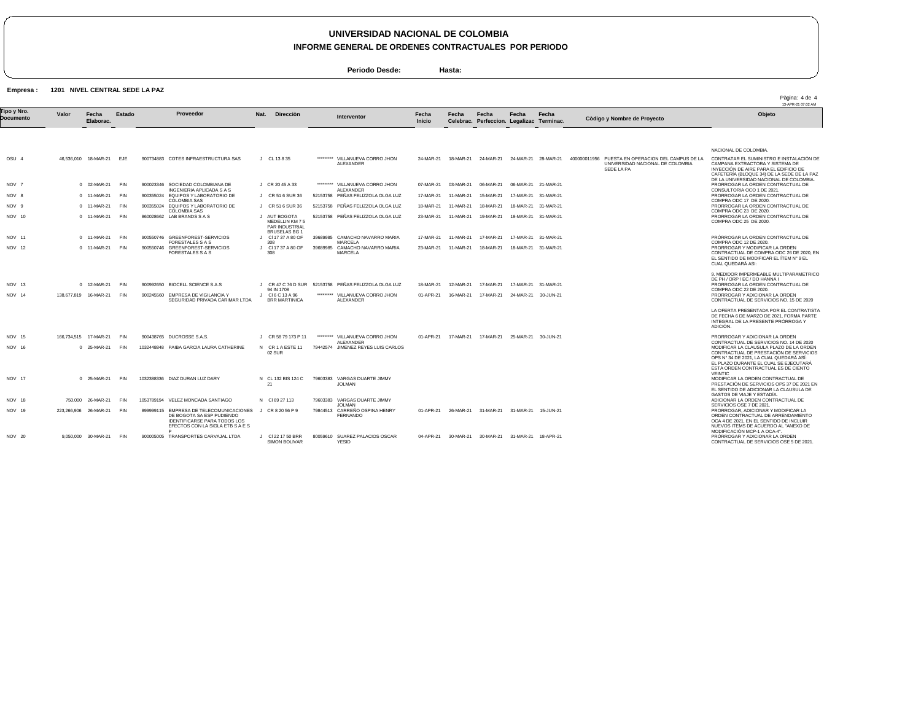# UNIVERSIDAD NACIONAL DE COLOMBIA

## INFORME GENERAL DE ORDENES CONTRACTUALES POR PERIODO

**Periodo Desde:** **Hasta:**

**Empresa :** **1201 NIVEL CENTRAL SEDE LA PAZ**

| Tipo y Nro. Documento | Valor | Fecha Elaborac. | Estado | Proveedor | | Nat. | Direcciòn | Interventor | | Fecha Inicio | Fecha Celebrac. | Fecha Perfeccion. | Fecha Legalizac | Fecha Terminac. | Còdigo y Nombre de Proyecto | | Objeto |
|---|---|---|---|---|---|---|---|---|---|---|---|---|---|---|---|---|---|
| | | | | | | | | | | | | | | | | | NACIONAL DE COLOMBIA. |
| OSU 4 | 46,536,010 | 18-MAR-21 | EJE | 900734883 | COTES INFRAESTRUCTURA SAS | J | CL 13 8 35 | ********* | VILLANUEVA CORRO JHON ALEXANDER | 24-MAR-21 | 18-MAR-21 | 24-MAR-21 | 24-MAR-21 | 28-MAR-21 | 400000011956 | PUESTA EN OPERACION DEL CAMPUS DE LA UNIVERSIDAD NACIONAL DE COLOMBIA SEDE LA PA | CONTRATAR EL SUMINISTRO E INSTALACIÓN DE CAMPANA EXTRACTORA Y SISTEMA DE INYECCIÓN DE AIRE PARA EL EDIFICIO DE CAFETERÍA (BLOQUE 34) DE LA SEDE DE LA PAZ DE LA UNIVERSIDAD NACIONAL DE COLOMBIA. |
| NOV 7 | 0 | 02-MAR-21 | FIN | 900023346 | SOCIEDAD COLOMBIANA DE INGENIERIA APLICADA S A S | J | CR 20 45 A 33 | ********* | VILLANUEVA CORRO JHON ALEXANDER | 07-MAR-21 | 03-MAR-21 | 06-MAR-21 | 06-MAR-21 | 21-MAR-21 | | | PRORROGAR LA ORDEN CONTRACTUAL DE CONSULTORIA OCO 1 DE 2021. |
| NOV 8 | 0 | 11-MAR-21 | FIN | 900355024 | EQUIPOS Y LABORATORIO DE COLOMBIA SAS | J | CR 51 6 SUR 36 | 52153758 | PEÑAS FELIZZOLA OLGA LUZ | 17-MAR-21 | 11-MAR-21 | 15-MAR-21 | 17-MAR-21 | 31-MAR-21 | | | PRORROGAR LA ORDEN CONTRACTUAL DE COMPRA ODC 17 DE 2020. |
| NOV 9 | 0 | 11-MAR-21 | FIN | 900355024 | EQUIPOS Y LABORATORIO DE COLOMBIA SAS | J | CR 51 6 SUR 36 | 52153758 | PEÑAS FELIZZOLA OLGA LUZ | 18-MAR-21 | 11-MAR-21 | 18-MAR-21 | 18-MAR-21 | 31-MAR-21 | | | PRORROGAR LA ORDEN CONTRACTUAL DE COMPRA ODC 23 DE 2020. |
| NOV 10 | 0 | 11-MAR-21 | FIN | 860028662 | LAB BRANDS S A S | J | AUT BOGOTA MEDELLIN KM 7 5 PAR INDUSTRIAL BRUSELAS BG 1 | 52153758 | PEÑAS FELIZZOLA OLGA LUZ | 23-MAR-21 | 11-MAR-21 | 19-MAR-21 | 19-MAR-21 | 31-MAR-21 | | | PRORROGAR LA ORDEN CONTRACTUAL DE COMPRA ODC 25 DE 2020. |
| NOV 11 | 0 | 11-MAR-21 | FIN | 900550746 | GREENFOREST-SERVICIOS FORESTALES S A S | J | Cl 17 37 A 80 OF 308 | 39689985 | CAMACHO NAVARRO MARIA MARCELA | 17-MAR-21 | 11-MAR-21 | 17-MAR-21 | 17-MAR-21 | 31-MAR-21 | | | PRÓRROGAR LA ORDEN CONTRACTUAL DE COMPRA ODC 12 DE 2020. |
| NOV 12 | 0 | 11-MAR-21 | FIN | 900550746 | GREENFOREST-SERVICIOS FORESTALES S A S | J | Cl 17 37 A 80 OF 308 | 39689985 | CAMACHO NAVARRO MARIA MARCELA | 23-MAR-21 | 11-MAR-21 | 18-MAR-21 | 18-MAR-21 | 31-MAR-21 | | | PRORROGAR Y MODIFICAR LA ORDEN CONTRACTUAL DE COMPRA ODC 26 DE 2020, EN EL SENTIDO DE MODIFICAR EL ÍTEM N° 9 EL CUAL QUEDARÁ ASÍ: 9. MEDIDOR IMPERMEABLE MULTIPARAMETRICO DE PH / ORP / EC / DO HANNA I |
| NOV 13 | 0 | 12-MAR-21 | FIN | 900992650 | BIOCELL SCIENCE S.A.S | J | CR 47 C 76 D SUR 94 IN 1708 | 52153758 | PEÑAS FELIZZOLA OLGA LUZ | 18-MAR-21 | 12-MAR-21 | 17-MAR-21 | 17-MAR-21 | 31-MAR-21 | | | PRORROGAR LA ORDEN CONTRACTUAL DE COMPRA ODC 22 DE 2020. |
| NOV 14 | 138,677,819 | 16-MAR-21 | FIN | 900245560 | EMPRESA DE VIGILANCIA Y SEGURIDAD PRIVADA CARIMAR LTDA | J | Cl 6 C 13 A 96 BRR MARTINICA | ********* | VILLANUEVA CORRO JHON ALEXANDER | 01-APR-21 | 16-MAR-21 | 17-MAR-21 | 24-MAR-21 | 30-JUN-21 | | | PRORROGAR Y ADICIONAR LA ORDEN CONTRACTUAL DE SERVICIOS NO. 15 DE 2020 LA OFERTA PRESENTADA POR EL CONTRATISTA DE FECHA 6 DE MARZO DE 2021, FORMA PARTE INTEGRAL DE LA PRESENTE PRÓRROGA Y ADICIÓN. |
| NOV 15 | 166,734,515 | 17-MAR-21 | FIN | 900438765 | DUCROSSE S.A.S. | J | CR 58 79 173 P 11 | ********* | VILLANUEVA CORRO JHON ALEXANDER | 01-APR-21 | 17-MAR-21 | 17-MAR-21 | 25-MAR-21 | 30-JUN-21 | | | PRORROGAR Y ADICIONAR LA ORDEN CONTRACTUAL DE SERVICIOS NO. 14 DE 2020 |
| NOV 16 | 0 | 25-MAR-21 | FIN | 1032448848 | PAIBA GARCIA LAURA CATHERINE | N | CR 1 A ESTE 11 02 SUR | 79442574 | JIMENEZ REYES LUIS CARLOS | | | | | | | | MODIFICAR LA CLAUSULA PLAZO DE LA ORDEN CONTRACTUAL DE PRESTACIÓN DE SERVICIOS OPS N° 34 DE 2021, LA CUAL QUEDARÁ ASÍ: EL PLAZO DURANTE EL CUAL SE EJECUTARÁ ESTA ORDEN CONTRACTUAL ES DE CIENTO VEINTIC |
| NOV 17 | 0 | 25-MAR-21 | FIN | 1032388336 | DIAZ DURAN LUZ DARY | N | CL 132 BIS 124 C 21 | 79603383 | VARGAS DUARTE JIMMY JOLMAN | | | | | | | | MODIFICAR LA ORDEN CONTRACTUAL DE PRESTACIÓN DE SERVICIOS OPS 37 DE 2021 EN EL SENTIDO DE ADICIONAR LA CLAUSULA DE GASTOS DE VIAJE Y ESTADÍA. |
| NOV 18 | 750,000 | 26-MAR-21 | FIN | 1053789194 | VELEZ MONCADA SANTIAGO | N | Cl 69 27 113 | 79603383 | VARGAS DUARTE JIMMY JOLMAN | | | | | | | | ADICIONAR LA ORDEN CONTRACTUAL DE SERVICIOS OSE 7 DE 2021. |
| NOV 19 | 223,266,906 | 26-MAR-21 | FIN | 899999115 | EMPRESA DE TELECOMUNICACIONES DE BOGOTA SA ESP PUDIENDO IDENTIFICARSE PARA TODOS LOS EFECTOS CON LA SIGLA ETB S A E S P | J | CR 8 20 56 P 9 | 79844513 | CARREÑO OSPINA HENRY FERNANDO | 01-APR-21 | 26-MAR-21 | 31-MAR-21 | 31-MAR-21 | 15-JUN-21 | | | PRORROGAR, ADICIONAR Y MODIFICAR LA ORDEN CONTRACTUAL DE ARRENDAMIENTO OCA 4 DE 2021, EN EL SENTIDO DE INCLUIR NUEVOS ITEMS DE ACUERDO AL "ANEXO DE MODIFICACION MCP-1 A OCA-4". |
| NOV 20 | 9,050,000 | 30-MAR-21 | FIN | 900005005 | TRANSPORTES CARVAJAL LTDA | J | Cl 22 17 50 BRR SIMON BOLIVAR | 80059610 | SUAREZ PALACIOS OSCAR YESID | 04-APR-21 | 30-MAR-21 | 30-MAR-21 | 31-MAR-21 | 18-APR-21 | | | PRÓRROGAR Y ADICIONAR LA ORDEN CONTRACTUAL DE SERVICIOS OSE 5 DE 2021. |